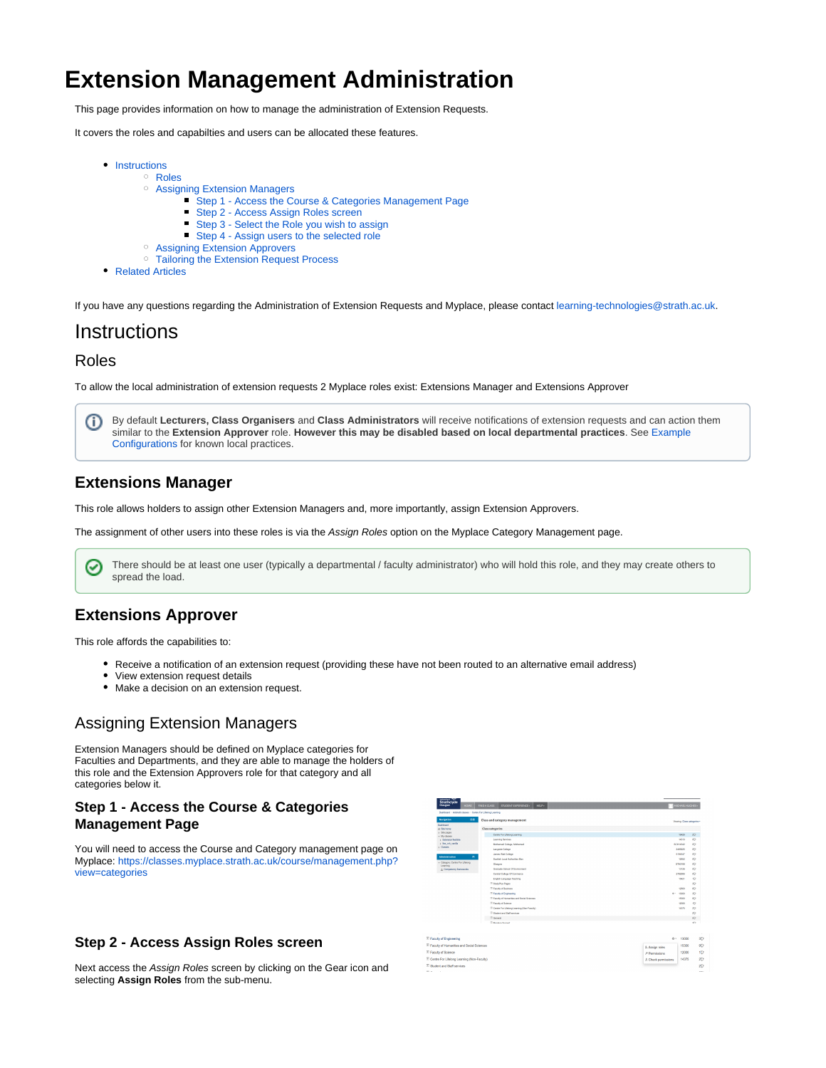# Extension Management Administration

This page provides information on how to manage the administration of Extension Requests.

It covers the roles and capabilties and users can be allocated these features.

- Instructions
  - Roles
  - Assigning Extension Managers
    - Step 1 - Access the Course & Categories Management Page
    - Step 2 - Access Assign Roles screen
    - Step 3 - Select the Role you wish to assign
    - Step 4 - Assign users to the selected role
  - Assigning Extension Approvers
  - Tailoring the Extension Request Process
- Related Articles

If you have any questions regarding the Administration of Extension Requests and Myplace, please contact learning-technologies@strath.ac.uk.

## Instructions

### Roles

To allow the local administration of extension requests 2 Myplace roles exist: Extensions Manager and Extensions Approver

> By default **Lecturers, Class Organisers** and **Class Administrators** will receive notifications of extension requests and can action them similar to the **Extension Approver** role. **However this may be disabled based on local departmental practices**. See Example Configurations for known local practices.

### Extensions Manager

This role allows holders to assign other Extension Managers and, more importantly, assign Extension Approvers.

The assignment of other users into these roles is via the *Assign Roles* option on the Myplace Category Management page.

> There should be at least one user (typically a departmental / faculty administrator) who will hold this role, and they may create others to spread the load.

### Extensions Approver

This role affords the capabilities to:

- Receive a notification of an extension request (providing these have not been routed to an alternative email address)
- View extension request details
- Make a decision on an extension request.

### Assigning Extension Managers

Extension Managers should be defined on Myplace categories for Faculties and Departments, and they are able to manage the holders of this role and the Extension Approvers role for that category and all categories below it.

#### Step 1 - Access the Course & Categories Management Page

You will need to access the Course and Category management page on Myplace: https://classes.myplace.strath.ac.uk/course/management.php?view=categories

#### Step 2 - Access Assign Roles screen

Next access the *Assign Roles* screen by clicking on the Gear icon and selecting **Assign Roles** from the sub-menu.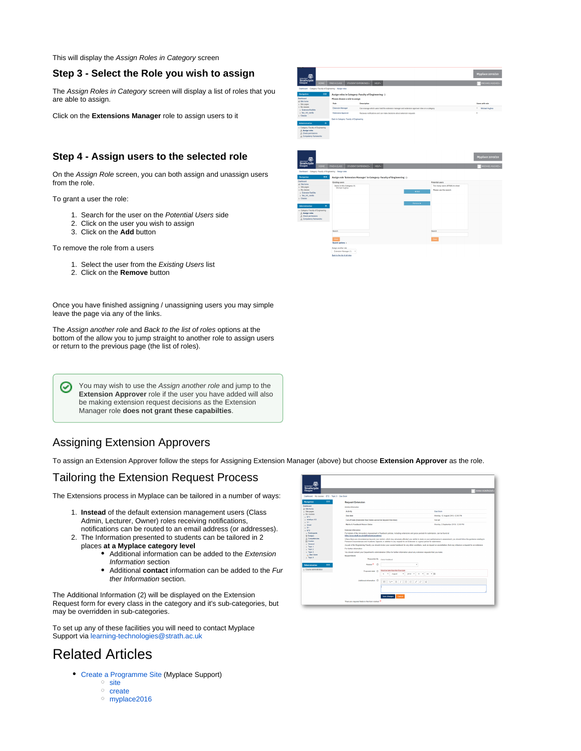This will display the *Assign Roles in Category* screen

### Step 3 - Select the Role you wish to assign

The *Assign Roles in Category* screen will display a list of roles that you are able to assign.

Click on the **Extensions Manager** role to assign users to it

### Step 4 - Assign users to the selected role

On the *Assign Role* screen, you can both assign and unassign users from the role.

To grant a user the role:

1. Search for the user on the *Potential Users* side
2. Click on the user you wish to assign
3. Click on the **Add** button

To remove the role from a users

1. Select the user from the *Existing Users* list
2. Click on the **Remove** button

Once you have finished assigning / unassigning users you may simple leave the page via any of the links.

The *Assign another role* and *Back to the list of roles* options at the bottom of the allow you to jump straight to another role to assign users or return to the previous page (the list of roles).

> You may wish to use the *Assign another role* and jump to the **Extension Approver** role if the user you have added will also be making extension request decisions as the Extension Manager role **does not grant these capabilties**.

## Assigning Extension Approvers

To assign an Extension Approver follow the steps for Assigning Extension Manager (above) but choose **Extension Approver** as the role.

## Tailoring the Extension Request Process

The Extensions process in Myplace can be tailored in a number of ways:

1. **Instead** of the default extension management users (Class Admin, Lecturer, Owner) roles receiving notifications, notifications can be routed to an email address (or addresses).
2. The Information presented to students can be tailored in 2 places **at a Myplace category level**
   - Additional information can be added to the *Extension Information* section
   - Additional **contact** information can be added to the *Fur ther Information* section.

The Additional Information (2) will be displayed on the Extension Request form for every class in the category and it's sub-categories, but may be overridden in sub-categories.

To set up any of these facilities you will need to contact Myplace Support via learning-technologies@strath.ac.uk

# Related Articles

- Create a Programme Site (Myplace Support)
  - site
  - create
  - myplace2016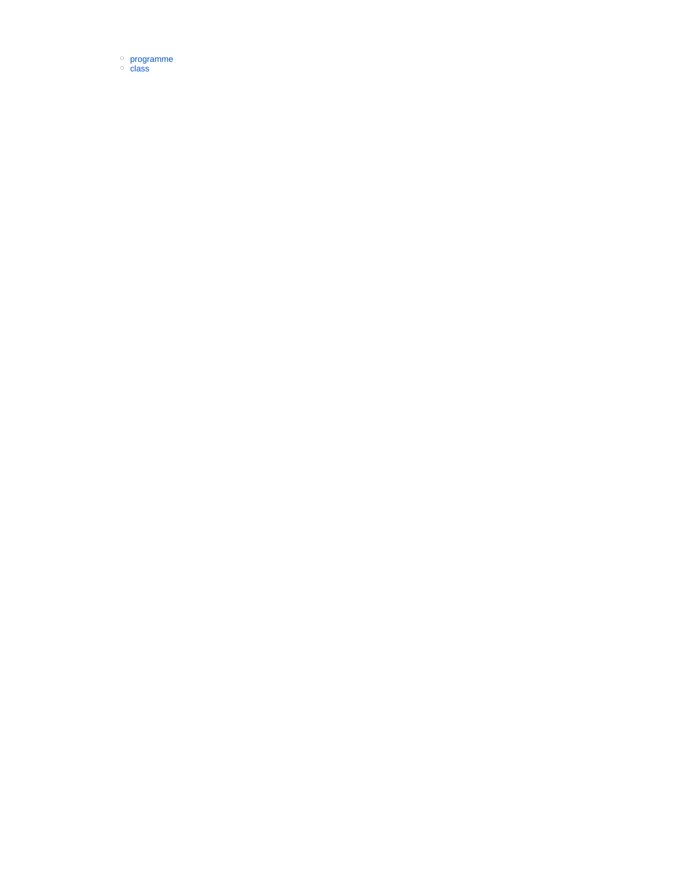- programme
- class